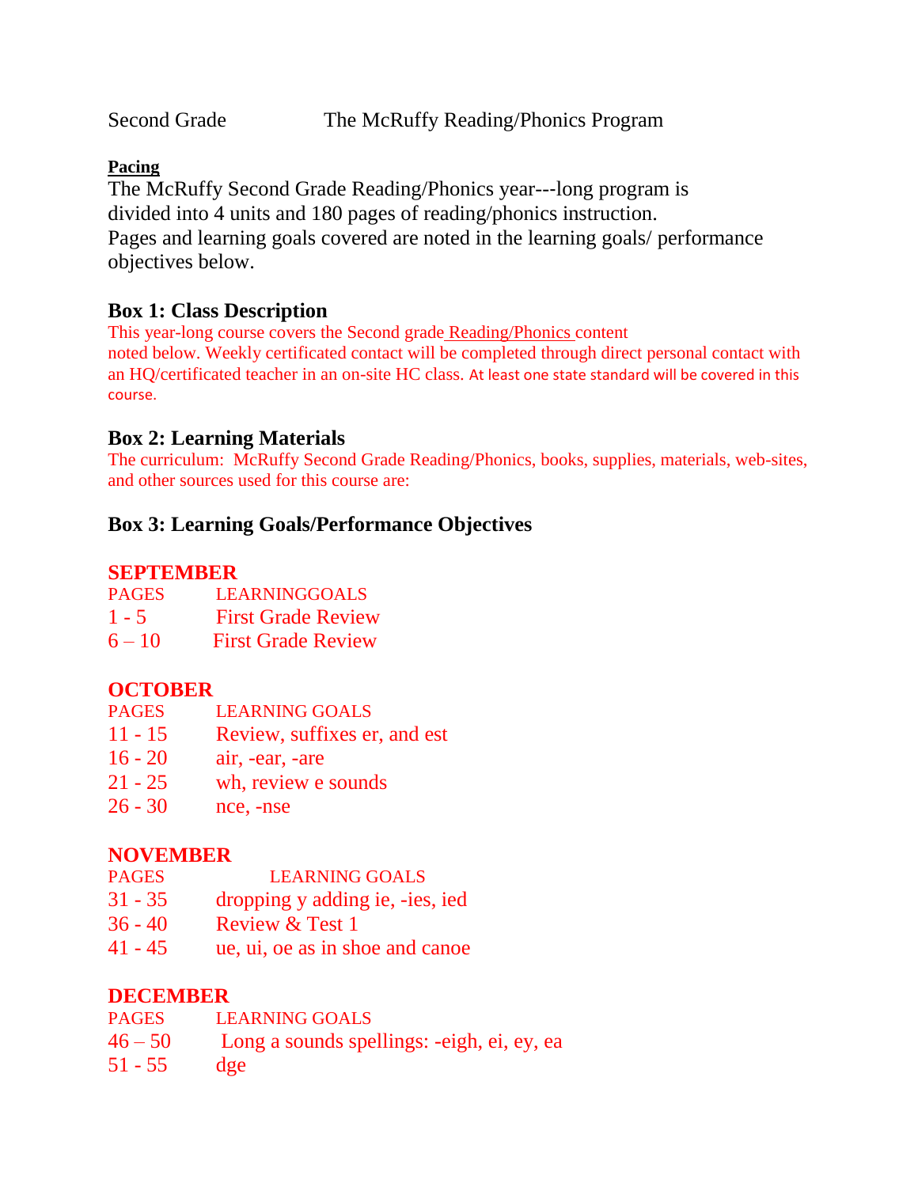Second Grade The McRuffy Reading/Phonics Program

**Pacing**

The McRuffy Second Grade Reading/Phonics year---long program is divided into 4 units and 180 pages of reading/phonics instruction. Pages and learning goals covered are noted in the learning goals/ performance objectives below.

## Box 1: Class Description

This year-long course covers the Second grade Reading/Phonics content noted below. Weekly certificated contact will be completed through direct personal contact with an HQ/certificated teacher in an on-site HC class. At least one state standard will be covered in this course.

## Box 2: Learning Materials

The curriculum: McRuffy Second Grade Reading/Phonics, books, supplies, materials, web-sites, and other sources used for this course are:

## Box 3: Learning Goals/Performance Objectives

### SEPTEMBER

| PAGES | LEARNINGGOALS |
|---|---|
| 1 - 5 | First Grade Review |
| 6 – 10 | First Grade Review |

### OCTOBER

| PAGES | LEARNING GOALS |
|---|---|
| 11 - 15 | Review, suffixes er, and est |
| 16 - 20 | air, -ear, -are |
| 21 - 25 | wh, review e sounds |
| 26 - 30 | nce, -nse |

### NOVEMBER

| PAGES | LEARNING GOALS |
|---|---|
| 31 - 35 | dropping y adding ie, -ies, ied |
| 36 - 40 | Review & Test 1 |
| 41 - 45 | ue, ui, oe as in shoe and canoe |

### DECEMBER

| PAGES | LEARNING GOALS |
|---|---|
| 46 – 50 | Long a sounds spellings: -eigh, ei, ey, ea |
| 51 - 55 | dge |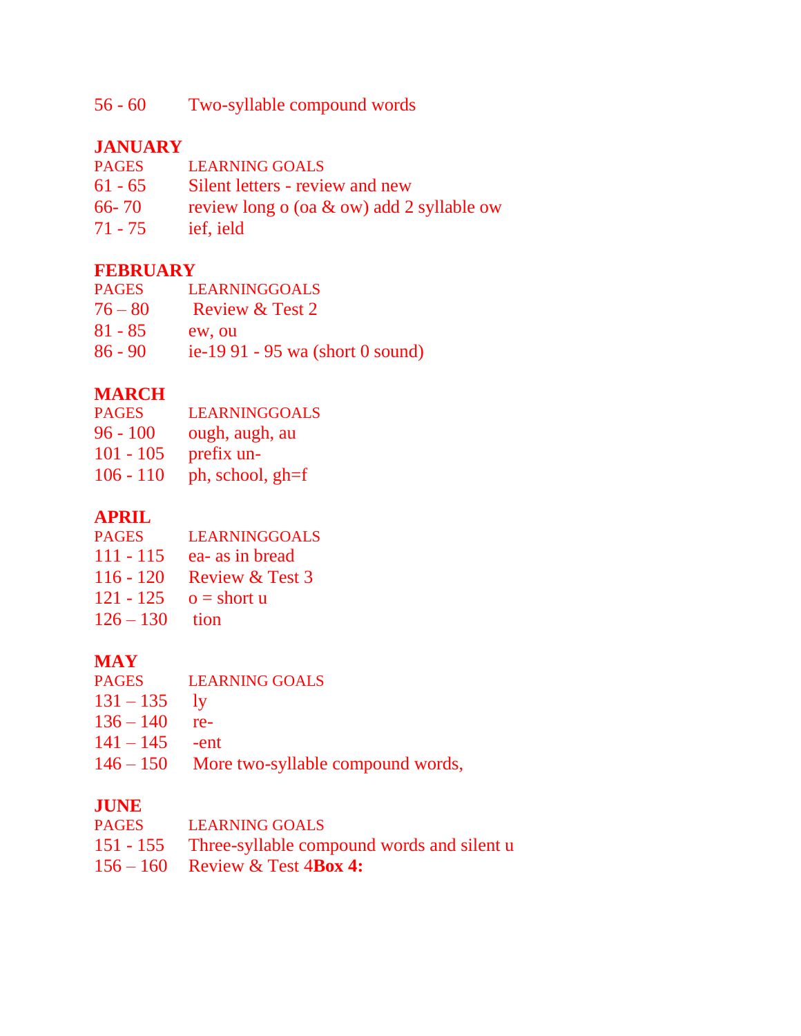56 - 60 Two-syllable compound words

## JANUARY

| PAGES | LEARNING GOALS |
| --- | --- |
| 61 - 65 | Silent letters - review and new |
| 66- 70 | review long o (oa & ow) add 2 syllable ow |
| 71 - 75 | ief, ield |

## FEBRUARY

| PAGES | LEARNINGGOALS |
| --- | --- |
| 76 – 80 | Review & Test 2 |
| 81 - 85 | ew, ou |
| 86 - 90 | ie-19 91 - 95 wa (short 0 sound) |

## MARCH

| PAGES | LEARNINGGOALS |
| --- | --- |
| 96 - 100 | ough, augh, au |
| 101 - 105 | prefix un- |
| 106 - 110 | ph, school, gh=f |

## APRIL

| PAGES | LEARNINGGOALS |
| --- | --- |
| 111 - 115 | ea- as in bread |
| 116 - 120 | Review & Test 3 |
| 121 - 125 | o = short u |
| 126 – 130 | tion |

## MAY

| PAGES | LEARNING GOALS |
| --- | --- |
| 131 – 135 | ly |
| 136 – 140 | re- |
| 141 – 145 | -ent |
| 146 – 150 | More two-syllable compound words, |

## JUNE

| PAGES | LEARNING GOALS |
| --- | --- |
| 151 - 155 | Three-syllable compound words and silent u |
| 156 – 160 | Review & Test 4**Box 4:** |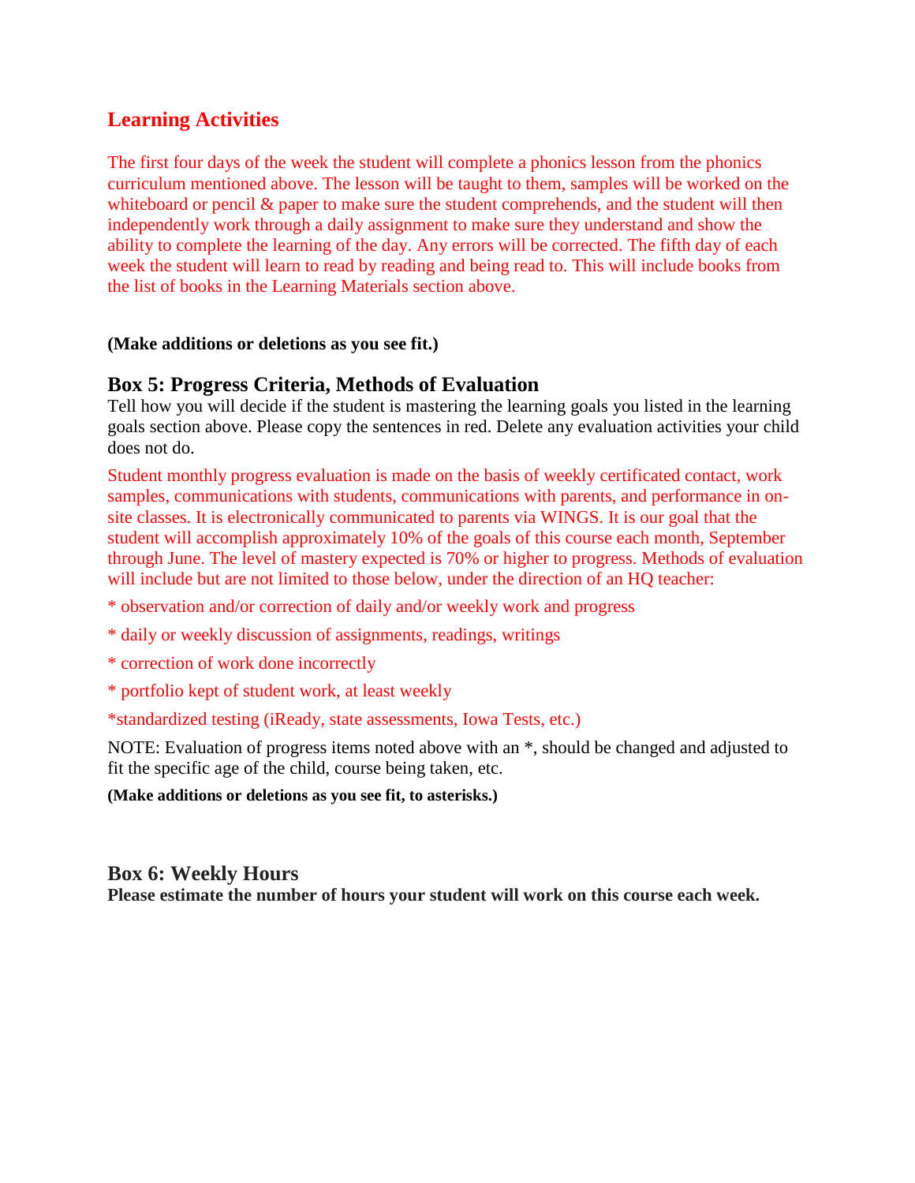## Learning Activities

The first four days of the week the student will complete a phonics lesson from the phonics curriculum mentioned above. The lesson will be taught to them, samples will be worked on the whiteboard or pencil & paper to make sure the student comprehends, and the student will then independently work through a daily assignment to make sure they understand and show the ability to complete the learning of the day. Any errors will be corrected. The fifth day of each week the student will learn to read by reading and being read to. This will include books from the list of books in the Learning Materials section above.

**(Make additions or deletions as you see fit.)**

### Box 5: Progress Criteria, Methods of Evaluation

Tell how you will decide if the student is mastering the learning goals you listed in the learning goals section above. Please copy the sentences in red. Delete any evaluation activities your child does not do.

Student monthly progress evaluation is made on the basis of weekly certificated contact, work samples, communications with students, communications with parents, and performance in on-site classes. It is electronically communicated to parents via WINGS. It is our goal that the student will accomplish approximately 10% of the goals of this course each month, September through June. The level of mastery expected is 70% or higher to progress. Methods of evaluation will include but are not limited to those below, under the direction of an HQ teacher:

* observation and/or correction of daily and/or weekly work and progress
* daily or weekly discussion of assignments, readings, writings
* correction of work done incorrectly
* portfolio kept of student work, at least weekly
* standardized testing (iReady, state assessments, Iowa Tests, etc.)

NOTE: Evaluation of progress items noted above with an *, should be changed and adjusted to fit the specific age of the child, course being taken, etc.

**(Make additions or deletions as you see fit, to asterisks.)**

### Box 6: Weekly Hours

**Please estimate the number of hours your student will work on this course each week.**